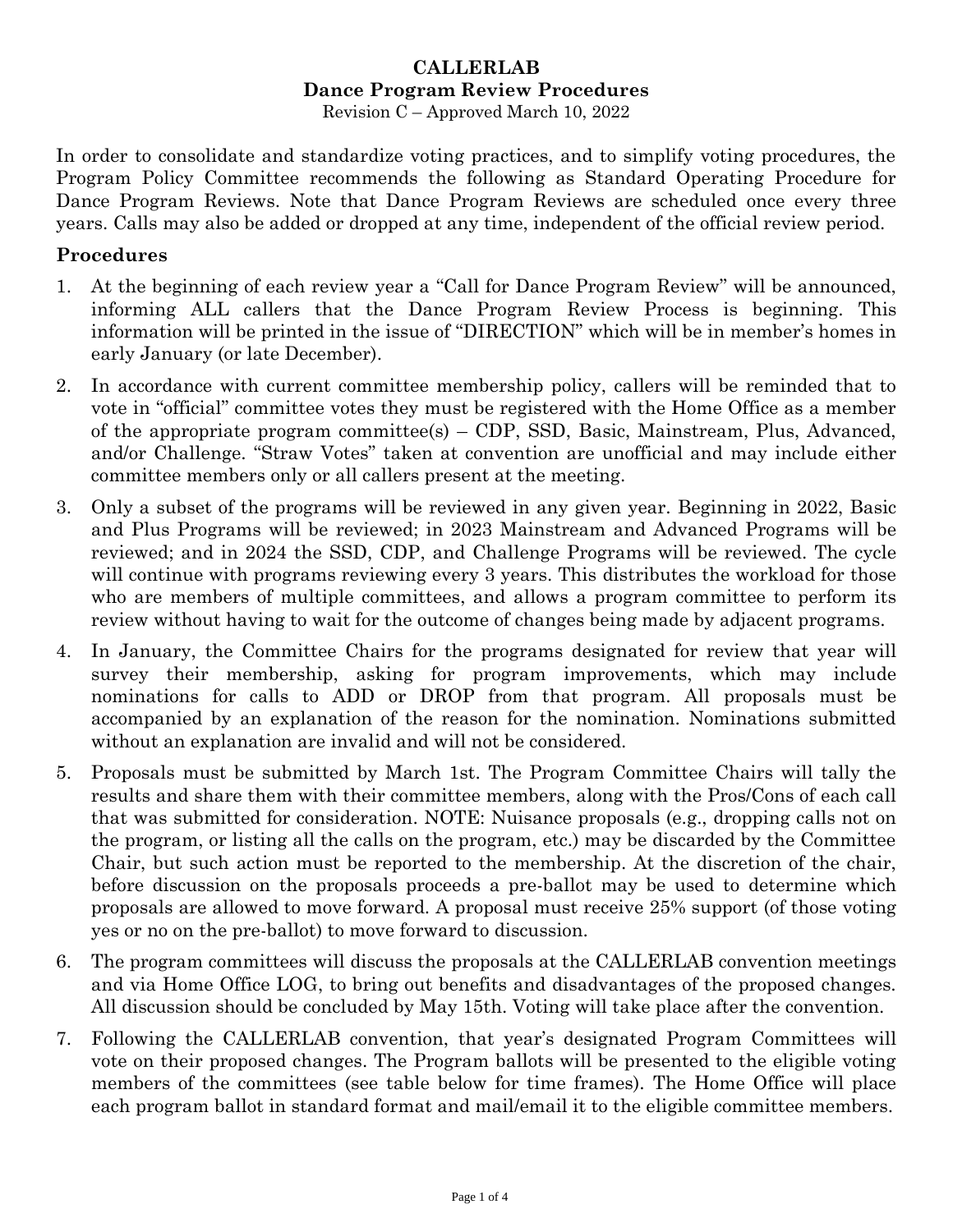# CALLERLAB
## Dance Program Review Procedures

Revision C – Approved March 10, 2022

In order to consolidate and standardize voting practices, and to simplify voting procedures, the Program Policy Committee recommends the following as Standard Operating Procedure for Dance Program Reviews. Note that Dance Program Reviews are scheduled once every three years. Calls may also be added or dropped at any time, independent of the official review period.

### Procedures

1. At the beginning of each review year a "Call for Dance Program Review" will be announced, informing ALL callers that the Dance Program Review Process is beginning. This information will be printed in the issue of "DIRECTION" which will be in member's homes in early January (or late December).
2. In accordance with current committee membership policy, callers will be reminded that to vote in "official" committee votes they must be registered with the Home Office as a member of the appropriate program committee(s) – CDP, SSD, Basic, Mainstream, Plus, Advanced, and/or Challenge. "Straw Votes" taken at convention are unofficial and may include either committee members only or all callers present at the meeting.
3. Only a subset of the programs will be reviewed in any given year. Beginning in 2022, Basic and Plus Programs will be reviewed; in 2023 Mainstream and Advanced Programs will be reviewed; and in 2024 the SSD, CDP, and Challenge Programs will be reviewed. The cycle will continue with programs reviewing every 3 years. This distributes the workload for those who are members of multiple committees, and allows a program committee to perform its review without having to wait for the outcome of changes being made by adjacent programs.
4. In January, the Committee Chairs for the programs designated for review that year will survey their membership, asking for program improvements, which may include nominations for calls to ADD or DROP from that program. All proposals must be accompanied by an explanation of the reason for the nomination. Nominations submitted without an explanation are invalid and will not be considered.
5. Proposals must be submitted by March 1st. The Program Committee Chairs will tally the results and share them with their committee members, along with the Pros/Cons of each call that was submitted for consideration. NOTE: Nuisance proposals (e.g., dropping calls not on the program, or listing all the calls on the program, etc.) may be discarded by the Committee Chair, but such action must be reported to the membership. At the discretion of the chair, before discussion on the proposals proceeds a pre-ballot may be used to determine which proposals are allowed to move forward. A proposal must receive 25% support (of those voting yes or no on the pre-ballot) to move forward to discussion.
6. The program committees will discuss the proposals at the CALLERLAB convention meetings and via Home Office LOG, to bring out benefits and disadvantages of the proposed changes. All discussion should be concluded by May 15th. Voting will take place after the convention.
7. Following the CALLERLAB convention, that year's designated Program Committees will vote on their proposed changes. The Program ballots will be presented to the eligible voting members of the committees (see table below for time frames). The Home Office will place each program ballot in standard format and mail/email it to the eligible committee members.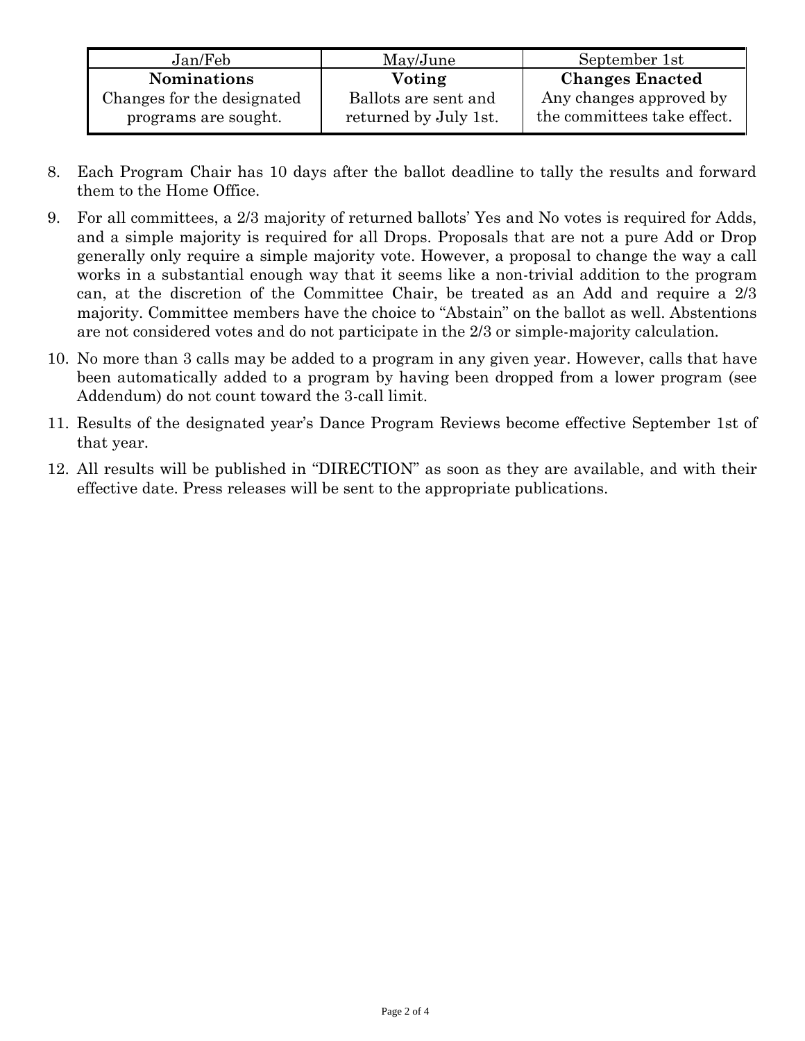| Jan/Feb | May/June | September 1st |
|---|---|---|
| **Nominations**<br>Changes for the designated programs are sought. | **Voting**<br>Ballots are sent and returned by July 1st. | **Changes Enacted**<br>Any changes approved by the committees take effect. |

8. Each Program Chair has 10 days after the ballot deadline to tally the results and forward them to the Home Office.
9. For all committees, a 2/3 majority of returned ballots' Yes and No votes is required for Adds, and a simple majority is required for all Drops. Proposals that are not a pure Add or Drop generally only require a simple majority vote. However, a proposal to change the way a call works in a substantial enough way that it seems like a non-trivial addition to the program can, at the discretion of the Committee Chair, be treated as an Add and require a 2/3 majority. Committee members have the choice to "Abstain" on the ballot as well. Abstentions are not considered votes and do not participate in the 2/3 or simple-majority calculation.
10. No more than 3 calls may be added to a program in any given year. However, calls that have been automatically added to a program by having been dropped from a lower program (see Addendum) do not count toward the 3-call limit.
11. Results of the designated year's Dance Program Reviews become effective September 1st of that year.
12. All results will be published in "DIRECTION" as soon as they are available, and with their effective date. Press releases will be sent to the appropriate publications.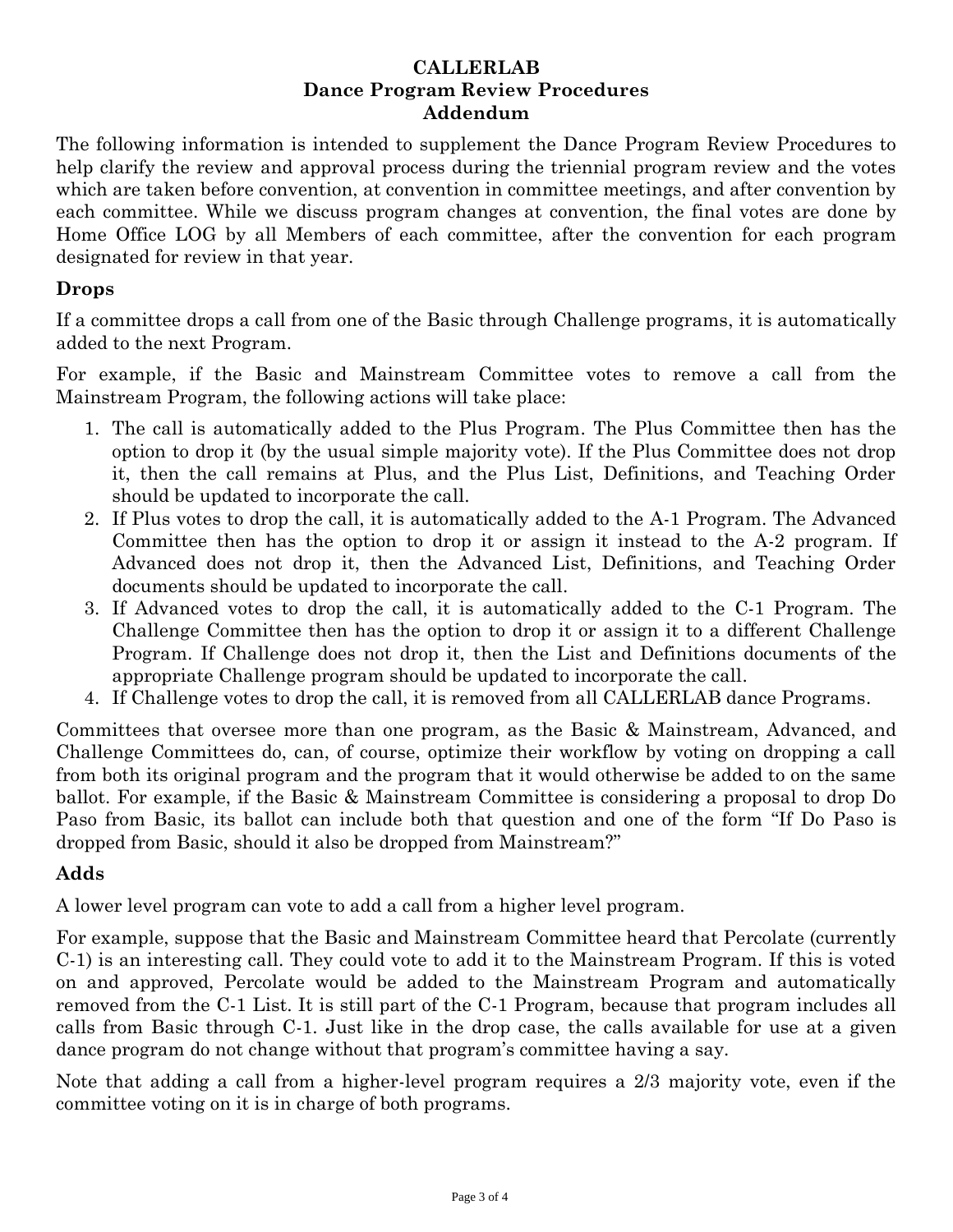# CALLERLAB
## Dance Program Review Procedures
## Addendum

The following information is intended to supplement the Dance Program Review Procedures to help clarify the review and approval process during the triennial program review and the votes which are taken before convention, at convention in committee meetings, and after convention by each committee. While we discuss program changes at convention, the final votes are done by Home Office LOG by all Members of each committee, after the convention for each program designated for review in that year.

### Drops

If a committee drops a call from one of the Basic through Challenge programs, it is automatically added to the next Program.

For example, if the Basic and Mainstream Committee votes to remove a call from the Mainstream Program, the following actions will take place:

1. The call is automatically added to the Plus Program. The Plus Committee then has the option to drop it (by the usual simple majority vote). If the Plus Committee does not drop it, then the call remains at Plus, and the Plus List, Definitions, and Teaching Order should be updated to incorporate the call.
2. If Plus votes to drop the call, it is automatically added to the A-1 Program. The Advanced Committee then has the option to drop it or assign it instead to the A-2 program. If Advanced does not drop it, then the Advanced List, Definitions, and Teaching Order documents should be updated to incorporate the call.
3. If Advanced votes to drop the call, it is automatically added to the C-1 Program. The Challenge Committee then has the option to drop it or assign it to a different Challenge Program. If Challenge does not drop it, then the List and Definitions documents of the appropriate Challenge program should be updated to incorporate the call.
4. If Challenge votes to drop the call, it is removed from all CALLERLAB dance Programs.

Committees that oversee more than one program, as the Basic & Mainstream, Advanced, and Challenge Committees do, can, of course, optimize their workflow by voting on dropping a call from both its original program and the program that it would otherwise be added to on the same ballot. For example, if the Basic & Mainstream Committee is considering a proposal to drop Do Paso from Basic, its ballot can include both that question and one of the form "If Do Paso is dropped from Basic, should it also be dropped from Mainstream?"

### Adds

A lower level program can vote to add a call from a higher level program.

For example, suppose that the Basic and Mainstream Committee heard that Percolate (currently C-1) is an interesting call. They could vote to add it to the Mainstream Program. If this is voted on and approved, Percolate would be added to the Mainstream Program and automatically removed from the C-1 List. It is still part of the C-1 Program, because that program includes all calls from Basic through C-1. Just like in the drop case, the calls available for use at a given dance program do not change without that program's committee having a say.

Note that adding a call from a higher-level program requires a 2/3 majority vote, even if the committee voting on it is in charge of both programs.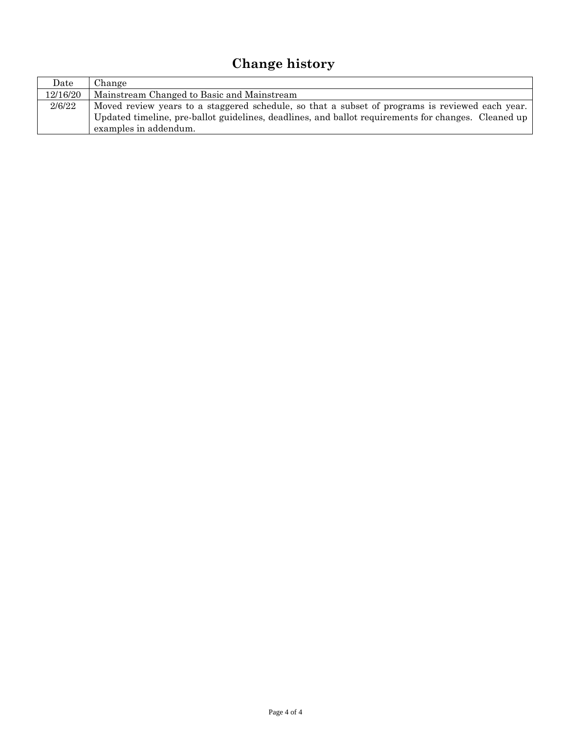## Change history

| Date | Change |
| --- | --- |
| 12/16/20 | Mainstream Changed to Basic and Mainstream |
| 2/6/22 | Moved review years to a staggered schedule, so that a subset of programs is reviewed each year. Updated timeline, pre-ballot guidelines, deadlines, and ballot requirements for changes. Cleaned up examples in addendum. |